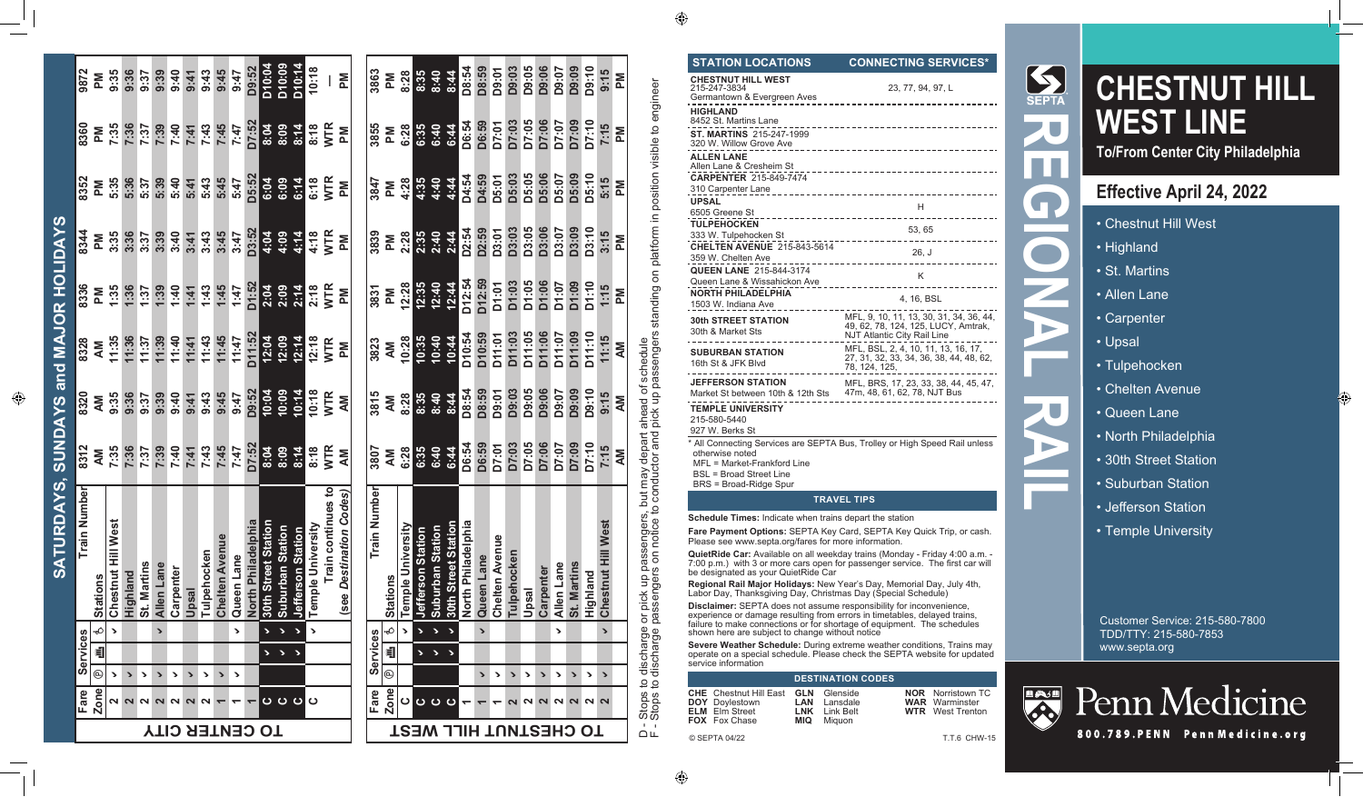# CHESTNUT HILL WEST LINE

REGIONAL RAIL

SEPTA

To/From Center City Philadelphia

## Effective April 24, 2022

- Chestnut Hill West
- Highland
- St. Martins
- Allen Lane
- Carpenter
- Upsal
- Tulpehocken
- Chelten Avenue
- Queen Lane
- North Philadelphia
- 30th Street Station
- Suburban Station
- Jefferson Station
- Temple University

Customer Service: 215-580-7800
TDD/TTY: 215-580-7853
www.septa.org

Penn Medicine
800.789.PENN PennMedicine.org

## SATURDAYS, SUNDAYS and MAJOR HOLIDAYS

### TO CENTER CITY

| Fare Zone | Services | Stations \ Train Number | 8312 AM | 8320 AM | 8328 AM | 8336 PM | 8344 PM | 8352 PM | 8360 PM | 9872 PM |
|---|---|---|---|---|---|---|---|---|---|---|
| 2 | ✓ | Chestnut Hill West | 7:35 | 9:35 | 11:35 | 1:35 | 3:35 | 5:35 | 7:35 | 9:35 |
| 2 | ✓ | Highland | 7:36 | 9:36 | 11:36 | 1:36 | 3:36 | 5:36 | 7:36 | 9:36 |
| 2 | ✓ | St. Martins | 7:37 | 9:37 | 11:37 | 1:37 | 3:37 | 5:37 | 7:37 | 9:37 |
| 2 | ✓ | Allen Lane | 7:39 | 9:39 | 11:39 | 1:39 | 3:39 | 5:39 | 7:39 | 9:39 |
| 2 | ✓ | Carpenter | 7:40 | 9:40 | 11:40 | 1:40 | 3:40 | 5:40 | 7:40 | 9:40 |
| 2 | ✓ | Upsal | 7:41 | 9:41 | 11:41 | 1:41 | 3:41 | 5:41 | 7:41 | 9:41 |
| 2 | ✓ | Tulpehocken | 7:43 | 9:43 | 11:43 | 1:43 | 3:43 | 5:43 | 7:43 | 9:43 |
| 1 | ✓ | Chelten Avenue | 7:45 | 9:45 | 11:45 | 1:45 | 3:45 | 5:45 | 7:45 | 9:45 |
| 1 | ✓ | Queen Lane | 7:47 | 9:47 | 11:47 | 1:47 | 3:47 | 5:47 | 7:47 | 9:47 |
| 1 | | North Philadelphia | D7:52 | D9:52 | D11:52 | D1:52 | D3:52 | D5:52 | D7:52 | D9:52 |
| C | ✓ | 30th Street Station | 8:04 | 10:04 | 12:04 | 2:04 | 4:04 | 6:04 | 8:04 | D10:04 |
| C | ✓ | Suburban Station | 8:09 | 10:09 | 12:09 | 2:09 | 4:09 | 6:09 | 8:09 | D10:09 |
| C | ✓ | Jefferson Station | 8:14 | 10:14 | 12:14 | 2:14 | 4:14 | 6:14 | 8:14 | D10:14 |
| C | ✓ | Temple University | 8:18 | 10:18 | 12:18 | 2:18 | 4:18 | 6:18 | 8:18 | 10:18 |
| | | Train continues to (see Destination Codes) | WTR | WTR | WTR | WTR | WTR | WTR | WTR | — |
| | | | AM | AM | PM | PM | PM | PM | PM | PM |

### TO CHESTNUT HILL WEST

| Fare Zone | Services | Stations \ Train Number | 3807 AM | 3815 AM | 3823 AM | 3831 PM | 3839 PM | 3847 PM | 3855 PM | 3863 PM |
|---|---|---|---|---|---|---|---|---|---|---|
| C | ✓ | Temple University | 6:28 | 8:28 | 10:28 | 12:28 | 2:28 | 4:28 | 6:28 | 8:28 |
| C | ✓ | Jefferson Station | 6:35 | 8:35 | 10:35 | 12:35 | 2:35 | 4:35 | 6:35 | 8:35 |
| C | ✓ | Suburban Station | 6:40 | 8:40 | 10:40 | 12:40 | 2:40 | 4:40 | 6:40 | 8:40 |
| C | ✓ | 30th Street Station | 6:44 | 8:44 | 10:44 | 12:44 | 2:44 | 4:44 | 6:44 | 8:44 |
| 1 | | North Philadelphia | D6:54 | D8:54 | D10:54 | D12:54 | D2:54 | D4:54 | D6:54 | D8:54 |
| 1 | ✓ | Queen Lane | D6:59 | D8:59 | D10:59 | D12:59 | D2:59 | D4:59 | D6:59 | D8:59 |
| 1 | ✓ | Chelten Avenue | D7:01 | D9:01 | D11:01 | D1:01 | D3:01 | D5:01 | D7:01 | D9:01 |
| 2 | ✓ | Tulpehocken | D7:03 | D9:03 | D11:03 | D1:03 | D3:03 | D5:03 | D7:03 | D9:03 |
| 2 | ✓ | Upsal | D7:05 | D9:05 | D11:05 | D1:05 | D3:05 | D5:05 | D7:05 | D9:05 |
| 2 | ✓ | Carpenter | D7:06 | D9:06 | D11:06 | D1:06 | D3:06 | D5:06 | D7:06 | D9:06 |
| 2 | ✓ | Allen Lane | D7:07 | D9:07 | D11:07 | D1:07 | D3:07 | D5:07 | D7:07 | D9:07 |
| 2 | ✓ | St. Martins | D7:09 | D9:09 | D11:09 | D1:09 | D3:09 | D5:09 | D7:09 | D9:09 |
| 2 | ✓ | Highland | D7:10 | D9:10 | D11:10 | D1:10 | D3:10 | D5:10 | D7:10 | D9:10 |
| 2 | ✓ | Chestnut Hill West | 7:15 | 9:15 | 11:15 | 1:15 | 3:15 | 5:15 | 7:15 | 9:15 |
| | | | AM | AM | AM | PM | PM | PM | PM | PM |

D - Stops to discharge or pick up passengers, but may depart ahead of schedule
F - Stops to discharge passengers on notice to conductor and pick up passengers standing on platform in position visible to engineer

| STATION LOCATIONS | CONNECTING SERVICES* |
|---|---|
| CHESTNUT HILL WEST 215-247-3834, Germantown & Evergreen Aves | 23, 77, 94, 97, L |
| HIGHLAND, 8452 St. Martins Lane | |
| ST. MARTINS 215-247-1999, 320 W. Willow Grove Ave | |
| ALLEN LANE, Allen Lane & Cresheim St | |
| CARPENTER 215-849-7474, 310 Carpenter Lane | |
| UPSAL, 6505 Greene St | H |
| TULPEHOCKEN, 333 W. Tulpehocken St | 53, 65 |
| CHELTEN AVENUE 215-843-5614, 359 W. Chelten Ave | 26, J |
| QUEEN LANE 215-844-3174, Queen Lane & Wissahickon Ave | K |
| NORTH PHILADELPHIA, 1503 W. Indiana Ave | 4, 16, BSL |
| 30th STREET STATION, 30th & Market Sts | MFL, 9, 10, 11, 13, 30, 31, 34, 36, 44, 49, 62, 78, 124, 125, LUCY, Amtrak, NJT Atlantic City Rail Line |
| SUBURBAN STATION, 16th St & JFK Blvd | MFL, BSL, 2, 4, 10, 11, 13, 16, 17, 27, 31, 32, 33, 34, 36, 38, 44, 48, 62, 78, 124, 125, |
| JEFFERSON STATION, Market St between 10th & 12th Sts | MFL, BRS, 17, 23, 33, 38, 44, 45, 47, 47m, 48, 61, 62, 78, NJT Bus |
| TEMPLE UNIVERSITY 215-580-5440, 927 W. Berks St | |

\* All Connecting Services are SEPTA Bus, Trolley or High Speed Rail unless otherwise noted
MFL = Market-Frankford Line
BSL = Broad Street Line
BRS = Broad-Ridge Spur

### TRAVEL TIPS

**Schedule Times:** Indicate when trains depart the station

**Fare Payment Options:** SEPTA Key Card, SEPTA Key Quick Trip, or cash. Please see www.septa.org/fares for more information.

**QuietRide Car:** Available on all weekday trains (Monday - Friday 4:00 a.m. - 7:00 p.m.) with 3 or more cars open for passenger service. The first car will be designated as your QuietRide Car

**Regional Rail Major Holidays:** New Year's Day, Memorial Day, July 4th, Labor Day, Thanksgiving Day, Christmas Day (Special Schedule)

**Disclaimer:** SEPTA does not assume responsibility for inconvenience, experience or damage resulting from errors in timetables, delayed trains, failure to make connections or for shortage of equipment. The schedules shown here are subject to change without notice

**Severe Weather Schedule:** During extreme weather conditions, Trains may operate on a special schedule. Please check the SEPTA website for updated service information

### DESTINATION CODES

| Code | Destination | Code | Destination | Code | Destination |
|---|---|---|---|---|---|
| CHE | Chestnut Hill East | GLN | Glenside | NOR | Norristown TC |
| DOY | Doylestown | LAN | Lansdale | WAR | Warminster |
| ELM | Elm Street | LNK | Link Belt | WTR | West Trenton |
| FOX | Fox Chase | MIQ | Miquon | | |

© SEPTA 04/22 T.T.6 CHW-15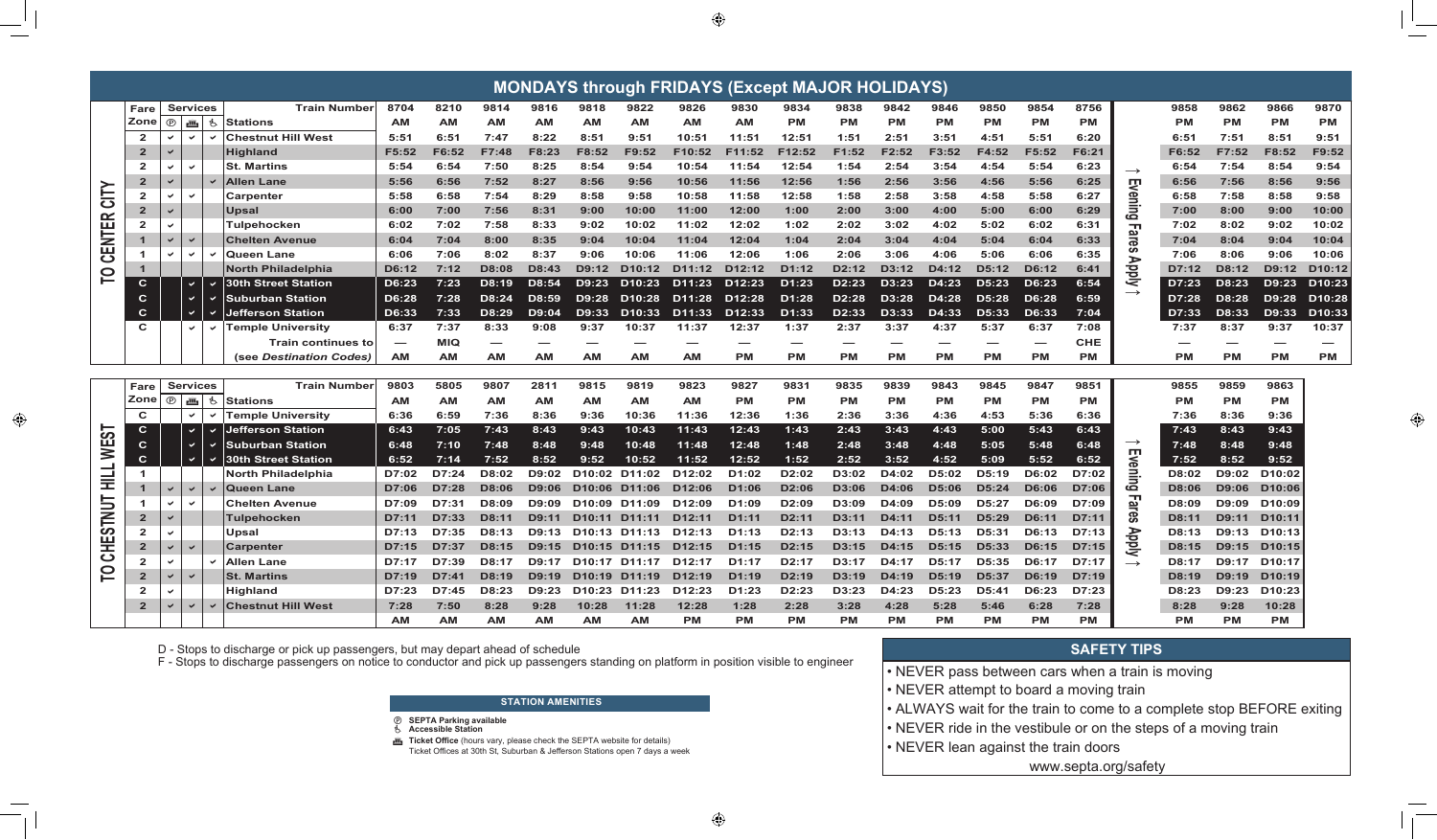## MONDAYS through FRIDAYS (Except MAJOR HOLIDAYS)

### TO CENTER CITY

| Fare Zone | Services (P) | Services (Ticket Office) | Services (Accessible) | Stations / Train Number | 8704 | 8210 | 9814 | 9816 | 9818 | 9822 | 9826 | 9830 | 9834 | 9838 | 9842 | 9846 | 9850 | 9854 | 8756 | | 9858 | 9862 | 9866 | 9870 |
|---|---|---|---|---|---|---|---|---|---|---|---|---|---|---|---|---|---|---|---|---|---|---|---|---|
| | | | | | AM | AM | AM | AM | AM | AM | AM | AM | PM | PM | PM | PM | PM | PM | PM | | PM | PM | PM | PM |
| 2 | ✓ | ✓ | ✓ | Chestnut Hill West | 5:51 | 6:51 | 7:47 | 8:22 | 8:51 | 9:51 | 10:51 | 11:51 | 12:51 | 1:51 | 2:51 | 3:51 | 4:51 | 5:51 | 6:20 | ← Evening Fares Apply ← | 6:51 | 7:51 | 8:51 | 9:51 |
| 2 | ✓ | | | Highland | F5:52 | F6:52 | F7:48 | F8:23 | F8:52 | F9:52 | F10:52 | F11:52 | F12:52 | F1:52 | F2:52 | F3:52 | F4:52 | F5:52 | F6:21 | | F6:52 | F7:52 | F8:52 | F9:52 |
| 2 | ✓ | ✓ | | St. Martins | 5:54 | 6:54 | 7:50 | 8:25 | 8:54 | 9:54 | 10:54 | 11:54 | 12:54 | 1:54 | 2:54 | 3:54 | 4:54 | 5:54 | 6:23 | | 6:54 | 7:54 | 8:54 | 9:54 |
| 2 | ✓ | | ✓ | Allen Lane | 5:56 | 6:56 | 7:52 | 8:27 | 8:56 | 9:56 | 10:56 | 11:56 | 12:56 | 1:56 | 2:56 | 3:56 | 4:56 | 5:56 | 6:25 | | 6:56 | 7:56 | 8:56 | 9:56 |
| 2 | ✓ | ✓ | | Carpenter | 5:58 | 6:58 | 7:54 | 8:29 | 8:58 | 9:58 | 10:58 | 11:58 | 12:58 | 1:58 | 2:58 | 3:58 | 4:58 | 5:58 | 6:27 | | 6:58 | 7:58 | 8:58 | 9:58 |
| 2 | ✓ | | | Upsal | 6:00 | 7:00 | 7:56 | 8:31 | 9:00 | 10:00 | 11:00 | 12:00 | 1:00 | 2:00 | 3:00 | 4:00 | 5:00 | 6:00 | 6:29 | | 7:00 | 8:00 | 9:00 | 10:00 |
| 2 | ✓ | | | Tulpehocken | 6:02 | 7:02 | 7:58 | 8:33 | 9:02 | 10:02 | 11:02 | 12:02 | 1:02 | 2:02 | 3:02 | 4:02 | 5:02 | 6:02 | 6:31 | | 7:02 | 8:02 | 9:02 | 10:02 |
| 1 | ✓ | ✓ | | Chelten Avenue | 6:04 | 7:04 | 8:00 | 8:35 | 9:04 | 10:04 | 11:04 | 12:04 | 1:04 | 2:04 | 3:04 | 4:04 | 5:04 | 6:04 | 6:33 | | 7:04 | 8:04 | 9:04 | 10:04 |
| 1 | ✓ | ✓ | ✓ | Queen Lane | 6:06 | 7:06 | 8:02 | 8:37 | 9:06 | 10:06 | 11:06 | 12:06 | 1:06 | 2:06 | 3:06 | 4:06 | 5:06 | 6:06 | 6:35 | | 7:06 | 8:06 | 9:06 | 10:06 |
| 1 | | | | North Philadelphia | D6:12 | 7:12 | D8:08 | D8:43 | D9:12 | D10:12 | D11:12 | D12:12 | D1:12 | D2:12 | D3:12 | D4:12 | D5:12 | D6:12 | 6:41 | | D7:12 | D8:12 | D9:12 | D10:12 |
| C | | ✓ | ✓ | 30th Street Station | D6:23 | 7:23 | D8:19 | D8:54 | D9:23 | D10:23 | D11:23 | D12:23 | D1:23 | D2:23 | D3:23 | D4:23 | D5:23 | D6:23 | 6:54 | | D7:23 | D8:23 | D9:23 | D10:23 |
| C | | ✓ | ✓ | Suburban Station | D6:28 | 7:28 | D8:24 | D8:59 | D9:28 | D10:28 | D11:28 | D12:28 | D1:28 | D2:28 | D3:28 | D4:28 | D5:28 | D6:28 | 6:59 | | D7:28 | D8:28 | D9:28 | D10:28 |
| C | | ✓ | ✓ | Jefferson Station | D6:33 | 7:33 | D8:29 | D9:04 | D9:33 | D10:33 | D11:33 | D12:33 | D1:33 | D2:33 | D3:33 | D4:33 | D5:33 | D6:33 | 7:04 | | D7:33 | D8:33 | D9:33 | D10:33 |
| C | | ✓ | ✓ | Temple University | 6:37 | 7:37 | 8:33 | 9:08 | 9:37 | 10:37 | 11:37 | 12:37 | 1:37 | 2:37 | 3:37 | 4:37 | 5:37 | 6:37 | 7:08 | | 7:37 | 8:37 | 9:37 | 10:37 |
| | | | | Train continues to | — | MIQ | — | — | — | — | — | — | — | — | — | — | — | — | CHE | | — | — | — | — |
| | | | | (see *Destination Codes*) | AM | AM | AM | AM | AM | AM | AM | PM | PM | PM | PM | PM | PM | PM | PM | | PM | PM | PM | PM |

### TO CHESTNUT HILL WEST

| Fare Zone | Services (P) | Services (Ticket Office) | Services (Accessible) | Stations / Train Number | 9803 | 5805 | 9807 | 2811 | 9815 | 9819 | 9823 | 9827 | 9831 | 9835 | 9839 | 9843 | 9845 | 9847 | 9851 | | 9855 | 9859 | 9863 |
|---|---|---|---|---|---|---|---|---|---|---|---|---|---|---|---|---|---|---|---|---|---|---|---|
| | | | | | AM | AM | AM | AM | AM | AM | AM | PM | PM | PM | PM | PM | PM | PM | PM | | PM | PM | PM |
| C | | ✓ | ✓ | Temple University | 6:36 | 6:59 | 7:36 | 8:36 | 9:36 | 10:36 | 11:36 | 12:36 | 1:36 | 2:36 | 3:36 | 4:36 | 4:53 | 5:36 | 6:36 | ← Evening Fares Apply ← | 7:36 | 8:36 | 9:36 |
| C | | ✓ | ✓ | Jefferson Station | 6:43 | 7:05 | 7:43 | 8:43 | 9:43 | 10:43 | 11:43 | 12:43 | 1:43 | 2:43 | 3:43 | 4:43 | 5:00 | 5:43 | 6:43 | | 7:43 | 8:43 | 9:43 |
| C | | ✓ | ✓ | Suburban Station | 6:48 | 7:10 | 7:48 | 8:48 | 9:48 | 10:48 | 11:48 | 12:48 | 1:48 | 2:48 | 3:48 | 4:48 | 5:05 | 5:48 | 6:48 | | 7:48 | 8:48 | 9:48 |
| C | | ✓ | ✓ | 30th Street Station | 6:52 | 7:14 | 7:52 | 8:52 | 9:52 | 10:52 | 11:52 | 12:52 | 1:52 | 2:52 | 3:52 | 4:52 | 5:09 | 5:52 | 6:52 | | 7:52 | 8:52 | 9:52 |
| 1 | | | | North Philadelphia | D7:02 | D7:24 | D8:02 | D9:02 | D10:02 | D11:02 | D12:02 | D1:02 | D2:02 | D3:02 | D4:02 | D5:02 | D5:19 | D6:02 | D7:02 | | D8:02 | D9:02 | D10:02 |
| 1 | ✓ | ✓ | ✓ | Queen Lane | D7:06 | D7:28 | D8:06 | D9:06 | D10:06 | D11:06 | D12:06 | D1:06 | D2:06 | D3:06 | D4:06 | D5:06 | D5:24 | D6:06 | D7:06 | | D8:06 | D9:06 | D10:06 |
| 1 | ✓ | ✓ | | Chelten Avenue | D7:09 | D7:31 | D8:09 | D9:09 | D10:09 | D11:09 | D12:09 | D1:09 | D2:09 | D3:09 | D4:09 | D5:09 | D5:27 | D6:09 | D7:09 | | D8:09 | D9:09 | D10:09 |
| 2 | ✓ | | | Tulpehocken | D7:11 | D7:33 | D8:11 | D9:11 | D10:11 | D11:11 | D12:11 | D1:11 | D2:11 | D3:11 | D4:11 | D5:11 | D5:29 | D6:11 | D7:11 | | D8:11 | D9:11 | D10:11 |
| 2 | ✓ | | | Upsal | D7:13 | D7:35 | D8:13 | D9:13 | D10:13 | D11:13 | D12:13 | D1:13 | D2:13 | D3:13 | D4:13 | D5:13 | D5:31 | D6:13 | D7:13 | | D8:13 | D9:13 | D10:13 |
| 2 | ✓ | ✓ | | Carpenter | D7:15 | D7:37 | D8:15 | D9:15 | D10:15 | D11:15 | D12:15 | D1:15 | D2:15 | D3:15 | D4:15 | D5:15 | D5:33 | D6:15 | D7:15 | | D8:15 | D9:15 | D10:15 |
| 2 | ✓ | | ✓ | Allen Lane | D7:17 | D7:39 | D8:17 | D9:17 | D10:17 | D11:17 | D12:17 | D1:17 | D2:17 | D3:17 | D4:17 | D5:17 | D5:35 | D6:17 | D7:17 | | D8:17 | D9:17 | D10:17 |
| 2 | ✓ | ✓ | | St. Martins | D7:19 | D7:41 | D8:19 | D9:19 | D10:19 | D11:19 | D12:19 | D1:19 | D2:19 | D3:19 | D4:19 | D5:19 | D5:37 | D6:19 | D7:19 | | D8:19 | D9:19 | D10:19 |
| 2 | ✓ | | | Highland | D7:23 | D7:45 | D8:23 | D9:23 | D10:23 | D11:23 | D12:23 | D1:23 | D2:23 | D3:23 | D4:23 | D5:23 | D5:41 | D6:23 | D7:23 | | D8:23 | D9:23 | D10:23 |
| 2 | ✓ | ✓ | ✓ | Chestnut Hill West | 7:28 | 7:50 | 8:28 | 9:28 | 10:28 | 11:28 | 12:28 | 1:28 | 2:28 | 3:28 | 4:28 | 5:28 | 5:46 | 6:28 | 7:28 | | 8:28 | 9:28 | 10:28 |
| | | | | | AM | AM | AM | AM | AM | AM | PM | PM | PM | PM | PM | PM | PM | PM | PM | | PM | PM | PM |

D - Stops to discharge or pick up passengers, but may depart ahead of schedule

F - Stops to discharge passengers on notice to conductor and pick up passengers standing on platform in position visible to engineer

### STATION AMENITIES

- Ⓟ SEPTA Parking available
- ♿ Accessible Station
- **Ticket Office** (hours vary, please check the SEPTA website for details)
  Ticket Offices at 30th St, Suburban & Jefferson Stations open 7 days a week

### SAFETY TIPS

- NEVER pass between cars when a train is moving
- NEVER attempt to board a moving train
- ALWAYS wait for the train to come to a complete stop BEFORE exiting
- NEVER ride in the vestibule or on the steps of a moving train
- NEVER lean against the train doors

www.septa.org/safety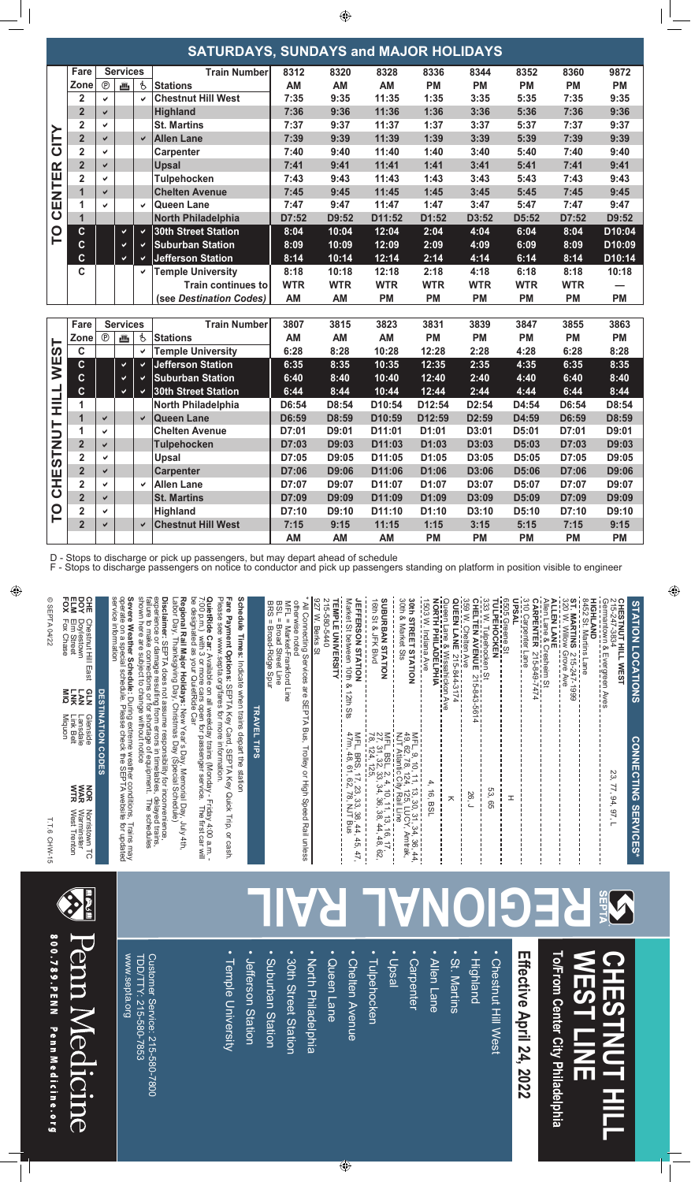# SATURDAYS, SUNDAYS and MAJOR HOLIDAYS

## TO CENTER CITY

| Fare Zone | Services Ⓟ | Services 🚲 | Services ♿ | Stations / Train Number | 8312 | 8320 | 8328 | 8336 | 8344 | 8352 | 8360 | 9872 |
|---|---|---|---|---|---|---|---|---|---|---|---|---|
| | | | | | AM | AM | AM | PM | PM | PM | PM | PM |
| 2 | ✔ | | ✔ | Chestnut Hill West | 7:35 | 9:35 | 11:35 | 1:35 | 3:35 | 5:35 | 7:35 | 9:35 |
| 2 | ✔ | | | Highland | 7:36 | 9:36 | 11:36 | 1:36 | 3:36 | 5:36 | 7:36 | 9:36 |
| 2 | ✔ | | | St. Martins | 7:37 | 9:37 | 11:37 | 1:37 | 3:37 | 5:37 | 7:37 | 9:37 |
| 2 | ✔ | | ✔ | Allen Lane | 7:39 | 9:39 | 11:39 | 1:39 | 3:39 | 5:39 | 7:39 | 9:39 |
| 2 | ✔ | | | Carpenter | 7:40 | 9:40 | 11:40 | 1:40 | 3:40 | 5:40 | 7:40 | 9:40 |
| 2 | ✔ | | | Upsal | 7:41 | 9:41 | 11:41 | 1:41 | 3:41 | 5:41 | 7:41 | 9:41 |
| 2 | ✔ | | | Tulpehocken | 7:43 | 9:43 | 11:43 | 1:43 | 3:43 | 5:43 | 7:43 | 9:43 |
| 1 | ✔ | | | Chelten Avenue | 7:45 | 9:45 | 11:45 | 1:45 | 3:45 | 5:45 | 7:45 | 9:45 |
| 1 | ✔ | | ✔ | Queen Lane | 7:47 | 9:47 | 11:47 | 1:47 | 3:47 | 5:47 | 7:47 | 9:47 |
| 1 | | | | North Philadelphia | D7:52 | D9:52 | D11:52 | D1:52 | D3:52 | D5:52 | D7:52 | D9:52 |
| C | | ✔ | ✔ | 30th Street Station | 8:04 | 10:04 | 12:04 | 2:04 | 4:04 | 6:04 | 8:04 | D10:04 |
| C | | ✔ | ✔ | Suburban Station | 8:09 | 10:09 | 12:09 | 2:09 | 4:09 | 6:09 | 8:09 | D10:09 |
| C | | ✔ | ✔ | Jefferson Station | 8:14 | 10:14 | 12:14 | 2:14 | 4:14 | 6:14 | 8:14 | D10:14 |
| C | | | ✔ | Temple University | 8:18 | 10:18 | 12:18 | 2:18 | 4:18 | 6:18 | 8:18 | 10:18 |
| | | | | Train continues to | WTR | WTR | WTR | WTR | WTR | WTR | WTR | — |
| | | | | (see *Destination Codes*) | AM | AM | PM | PM | PM | PM | PM | PM |

## TO CHESTNUT HILL WEST

| Fare Zone | Services Ⓟ | Services 🚲 | Services ♿ | Stations / Train Number | 3807 | 3815 | 3823 | 3831 | 3839 | 3847 | 3855 | 3863 |
|---|---|---|---|---|---|---|---|---|---|---|---|---|
| | | | | | AM | AM | AM | PM | PM | PM | PM | PM |
| C | | | ✔ | Temple University | 6:28 | 8:28 | 10:28 | 12:28 | 2:28 | 4:28 | 6:28 | 8:28 |
| C | | ✔ | ✔ | Jefferson Station | 6:35 | 8:35 | 10:35 | 12:35 | 2:35 | 4:35 | 6:35 | 8:35 |
| C | | ✔ | ✔ | Suburban Station | 6:40 | 8:40 | 10:40 | 12:40 | 2:40 | 4:40 | 6:40 | 8:40 |
| C | | ✔ | ✔ | 30th Street Station | 6:44 | 8:44 | 10:44 | 12:44 | 2:44 | 4:44 | 6:44 | 8:44 |
| 1 | | | | North Philadelphia | D6:54 | D8:54 | D10:54 | D12:54 | D2:54 | D4:54 | D6:54 | D8:54 |
| 1 | ✔ | | ✔ | Queen Lane | D6:59 | D8:59 | D10:59 | D12:59 | D2:59 | D4:59 | D6:59 | D8:59 |
| 1 | ✔ | | | Chelten Avenue | D7:01 | D9:01 | D11:01 | D1:01 | D3:01 | D5:01 | D7:01 | D9:01 |
| 2 | ✔ | | | Tulpehocken | D7:03 | D9:03 | D11:03 | D1:03 | D3:03 | D5:03 | D7:03 | D9:03 |
| 2 | ✔ | | | Upsal | D7:05 | D9:05 | D11:05 | D1:05 | D3:05 | D5:05 | D7:05 | D9:05 |
| 2 | ✔ | | | Carpenter | D7:06 | D9:06 | D11:06 | D1:06 | D3:06 | D5:06 | D7:06 | D9:06 |
| 2 | ✔ | | ✔ | Allen Lane | D7:07 | D9:07 | D11:07 | D1:07 | D3:07 | D5:07 | D7:07 | D9:07 |
| 2 | ✔ | | | St. Martins | D7:09 | D9:09 | D11:09 | D1:09 | D3:09 | D5:09 | D7:09 | D9:09 |
| 2 | ✔ | | | Highland | D7:10 | D9:10 | D11:10 | D1:10 | D3:10 | D5:10 | D7:10 | D9:10 |
| 2 | ✔ | | ✔ | Chestnut Hill West | 7:15 | 9:15 | 11:15 | 1:15 | 3:15 | 5:15 | 7:15 | 9:15 |
| | | | | | AM | AM | AM | PM | PM | PM | PM | PM |

D - Stops to discharge or pick up passengers, but may depart ahead of schedule
F - Stops to discharge passengers on notice to conductor and pick up passengers standing on platform in position visible to engineer

## STATION LOCATIONS / CONNECTING SERVICES*

| Station Locations | Connecting Services* |
|---|---|
| **CHESTNUT HILL WEST** 215-247-3834, Germantown & Evergreen Aves | 23, 77, 94, 97, L |
| **HIGHLAND** 8455 St. Martins Lane | |
| **ST. MARTINS** 215-247-1999, 320 W. Willow Grove Ave | |
| **ALLEN LANE** Allen Lane & Cresheim St | |
| **CARPENTER** 215-849-7474, 310 Carpenter Lane | |
| **UPSAL** 6505 Greene St | H |
| **TULPEHOCKEN** 333 W. Tulpehocken St | 53, 65 |
| **CHELTEN AVENUE** 215-843-5614, 359 W. Chelten Ave | 26, J |
| **QUEEN LANE** 215-844-3174, Queen Lane & Wissahickon Ave | K |
| **NORTH PHILADELPHIA** 1503 W. Indiana Ave | 4, 16, BSL |
| **30th STREET STATION** 30th & Market Sts | MFL, 9, 10, 11, 13, 30, 31, 34, 36, 44, 49, 62, 78, 124, 125, LUCY, Amtrak, NJT Atlantic City Rail Line |
| **SUBURBAN STATION** 16th St & JFK Blvd | MFL, BSL, 2, 4, 10, 11, 13, 16, 17, 27, 31, 32, 33, 34, 36, 38, 44, 48, 62, 78, 124, 125 |
| **JEFFERSON STATION** Market St between 10th & 12th Sts | MFL, BRS, 17, 23, 33, 38, 44, 45, 47, 47m, 48, 61, 62, 78, NJT Bus |
| **TEMPLE UNIVERSITY** 215-580-5440, 927 W. Berks St | |

* All Connecting Services are SEPTA Bus, Trolley or High Speed Rail unless otherwise noted
MFL = Market-Frankford Line
BSL = Broad Street Line
BRS = Broad-Ridge Spur

## TRAVEL TIPS

**Schedule Times:** Indicate when trains depart the station

**Fare Payment Options:** SEPTA Key Card, SEPTA Key Quick Trip, or cash. Please see www.septa.org/fares for more information.

**Quiet Ride Car:** Available on all weekday trains (Monday - Friday 4:00 a.m. - 7:00 p.m.) with 3 or more cars open for passenger service. The first car will be designated as your QuietRide Car

**Regional Rail Major Holidays:** New Year's Day, Memorial Day, July 4th, Labor Day, Thanksgiving Day, Christmas Day (Special Schedule)

**Disclaimer:** SEPTA does not assume responsibility for inconvenience, expense or damage resulting from errors in timetables, delayed trains, failure to make connections or for shortage of equipment. The schedules shown here are subject to change without notice

**Severe Weather Schedule:** During extreme weather conditions, Trains may operate on a special schedule. Please check the SEPTA website for updated service information

## DESTINATION CODES

| | | | | | |
|---|---|---|---|---|---|
| CHE | Chestnut Hill East | GLN | Glenside | NOR | Norristown TC |
| DOY | Doylestown | LAN | Lansdale | WAR | Warminster |
| ELM | Elm Street | LNK | Link Belt | WTR | West Trenton |
| FOX | Fox Chase | MIG | Miquon | | |

© SEPTA 04/22 T.T.6 CHW-15

# SEPTA REGIONAL RAIL

# CHESTNUT HILL WEST LINE

**To/From Center City Philadelphia**

**Effective April 24, 2022**

- Chestnut Hill West
- Highland
- St. Martins
- Allen Lane
- Carpenter
- Upsal
- Tulpehocken
- Chelten Avenue
- Queen Lane
- North Philadelphia
- 30th Street Station
- Suburban Station
- Jefferson Station
- Temple University

Customer Service: 215-580-7800
TDD/TTY: 215-580-7853
www.septa.org

Penn Medicine
800.789.PENN PennMedicine.org